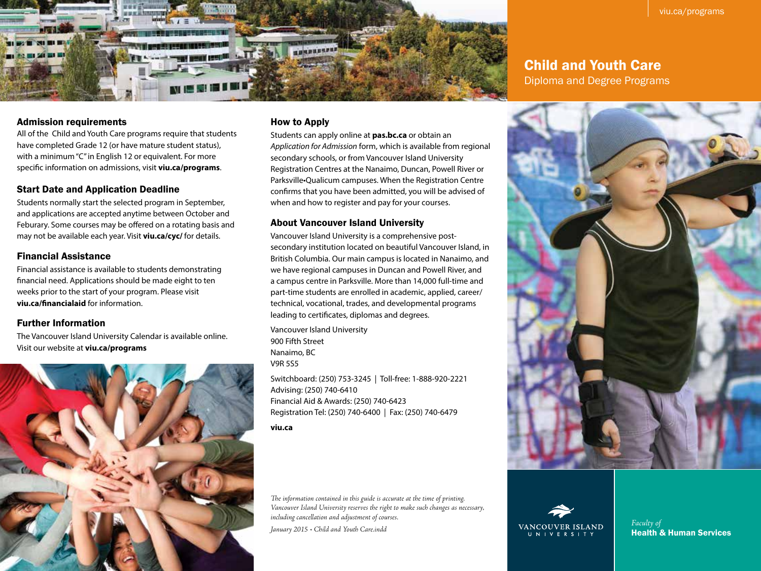viu.ca/programs

# Child and Youth Care

Diploma and Degree Programs

## Admission requirements

All of the  Child and Youth Care programs require that students have completed Grade 12 (or have mature student status), with a minimum "C" in English 12 or equivalent. For more specific information on admissions, visit **viu.ca/programs**.

## Start Date and Application Deadline

Students normally start the selected program in September, and applications are accepted anytime between October and Feburary. Some courses may be offered on a rotating basis and may not be available each year. Visit **viu.ca/cyc/** for details.

## Financial Assistance

Financial assistance is available to students demonstrating financial need. Applications should be made eight to ten weeks prior to the start of your program. Please visit **viu.ca/financialaid** for information.

## Further Information

The Vancouver Island University Calendar is available online. Visit our website at **viu.ca/programs**

## How to Apply

Students can apply online at **pas.bc.ca** or obtain an *Application for Admission* form, which is available from regional secondary schools, or from Vancouver Island University Registration Centres at the Nanaimo, Duncan, Powell River or Parksville•Qualicum campuses. When the Registration Centre confirms that you have been admitted, you will be advised of when and how to register and pay for your courses.

## About Vancouver Island University

Vancouver Island University is a comprehensive post-secondary institution located on beautiful Vancouver Island, in British Columbia. Our main campus is located in Nanaimo, and we have regional campuses in Duncan and Powell River, and a campus centre in Parksville. More than 14,000 full-time and part-time students are enrolled in academic, applied, career/technical, vocational, trades, and developmental programs leading to certificates, diplomas and degrees.

Vancouver Island University
900 Fifth Street
Nanaimo, BC
V9R 5S5

Switchboard: (250) 753-3245 | Toll-free: 1-888-920-2221
Advising: (250) 740-6410
Financial Aid & Awards: (250) 740-6423
Registration Tel: (250) 740-6400 | Fax: (250) 740-6479

**viu.ca**

*The information contained in this guide is accurate at the time of printing. Vancouver Island University reserves the right to make such changes as necessary, including cancellation and adjustment of courses.*

*January 2015 • Child and Youth Care.indd*

VANCOUVER ISLAND UNIVERSITY

*Faculty of*
**Health & Human Services**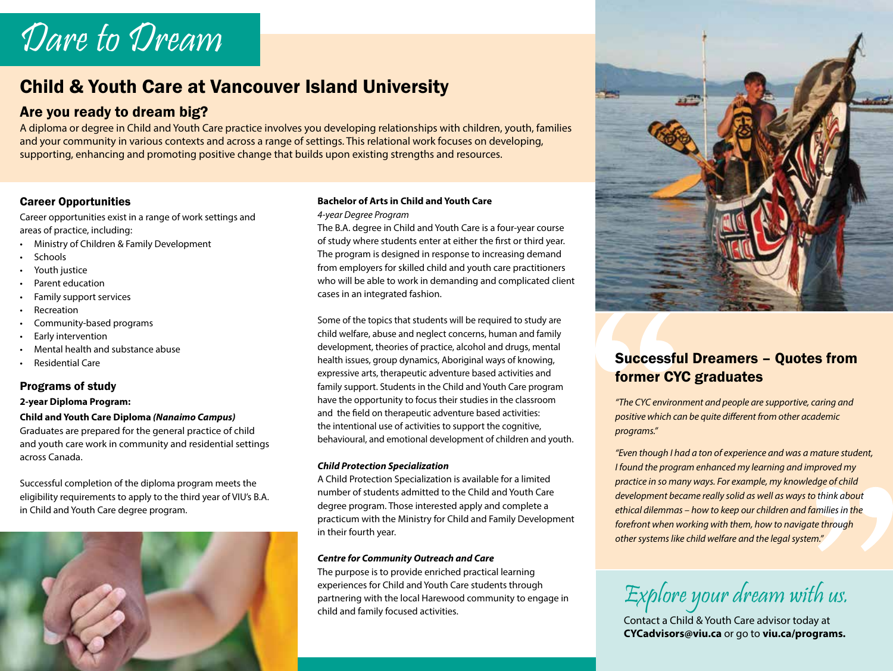# Dare to Dream

## Child & Youth Care at Vancouver Island University

### Are you ready to dream big?

A diploma or degree in Child and Youth Care practice involves you developing relationships with children, youth, families and your community in various contexts and across a range of settings. This relational work focuses on developing, supporting, enhancing and promoting positive change that builds upon existing strengths and resources.

### Career Opportunities

Career opportunities exist in a range of work settings and areas of practice, including:

- Ministry of Children & Family Development
- Schools
- Youth justice
- Parent education
- Family support services
- Recreation
- Community-based programs
- Early intervention
- Mental health and substance abuse
- Residential Care

### Programs of study

**2-year Diploma Program:**

**Child and Youth Care Diploma *(Nanaimo Campus)***

Graduates are prepared for the general practice of child and youth care work in community and residential settings across Canada.

Successful completion of the diploma program meets the eligibility requirements to apply to the third year of VIU's B.A. in Child and Youth Care degree program.

**Bachelor of Arts in Child and Youth Care**

*4-year Degree Program*

The B.A. degree in Child and Youth Care is a four-year course of study where students enter at either the first or third year. The program is designed in response to increasing demand from employers for skilled child and youth care practitioners who will be able to work in demanding and complicated client cases in an integrated fashion.

Some of the topics that students will be required to study are child welfare, abuse and neglect concerns, human and family development, theories of practice, alcohol and drugs, mental health issues, group dynamics, Aboriginal ways of knowing, expressive arts, therapeutic adventure based activities and family support. Students in the Child and Youth Care program have the opportunity to focus their studies in the classroom and the field on therapeutic adventure based activities: the intentional use of activities to support the cognitive, behavioural, and emotional development of children and youth.

***Child Protection Specialization***

A Child Protection Specialization is available for a limited number of students admitted to the Child and Youth Care degree program. Those interested apply and complete a practicum with the Ministry for Child and Family Development in their fourth year.

***Centre for Community Outreach and Care***

The purpose is to provide enriched practical learning experiences for Child and Youth Care students through partnering with the local Harewood community to engage in child and family focused activities.

### Successful Dreamers – Quotes from former CYC graduates

*"The CYC environment and people are supportive, caring and positive which can be quite different from other academic programs."*

*"Even though I had a ton of experience and was a mature student, I found the program enhanced my learning and improved my practice in so many ways. For example, my knowledge of child development became really solid as well as ways to think about ethical dilemmas – how to keep our children and families in the forefront when working with them, how to navigate through other systems like child welfare and the legal system."*

## Explore your dream with us.

Contact a Child & Youth Care advisor today at **CYCadvisors@viu.ca** or go to **viu.ca/programs.**